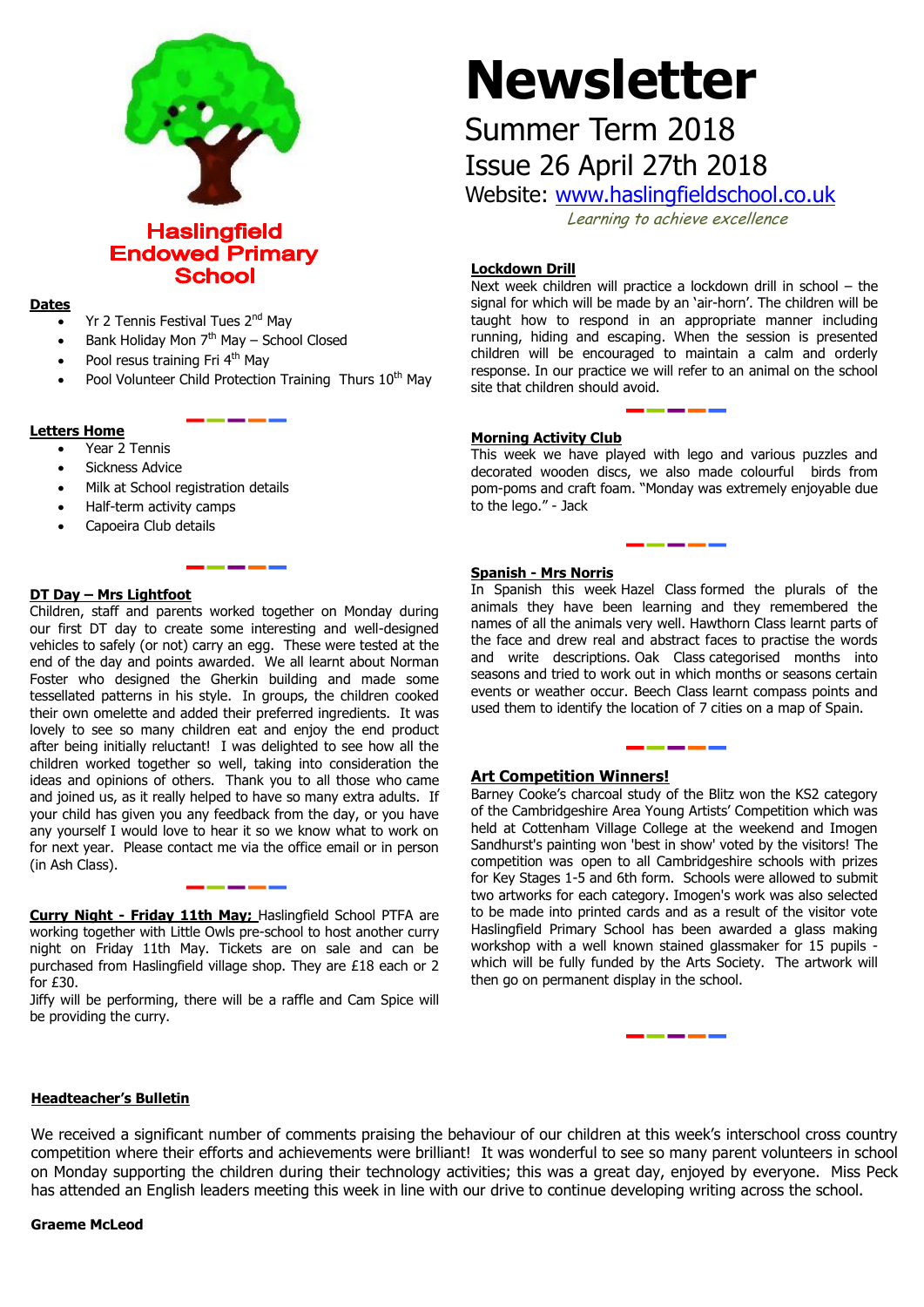# Haslingfield Endowed Primary School

# Newsletter

## Summer Term 2018

## Issue 26 April 27th 2018

Website: www.haslingfieldschool.co.uk

*Learning to achieve excellence*

**Dates**

- Yr 2 Tennis Festival Tues 2nd May
- Bank Holiday Mon 7th May – School Closed
- Pool resus training Fri 4th May
- Pool Volunteer Child Protection Training Thurs 10th May

**Letters Home**

- Year 2 Tennis
- Sickness Advice
- Milk at School registration details
- Half-term activity camps
- Capoeira Club details

**DT Day – Mrs Lightfoot**

Children, staff and parents worked together on Monday during our first DT day to create some interesting and well-designed vehicles to safely (or not) carry an egg. These were tested at the end of the day and points awarded. We all learnt about Norman Foster who designed the Gherkin building and made some tessellated patterns in his style. In groups, the children cooked their own omelette and added their preferred ingredients. It was lovely to see so many children eat and enjoy the end product after being initially reluctant! I was delighted to see how all the children worked together so well, taking into consideration the ideas and opinions of others. Thank you to all those who came and joined us, as it really helped to have so many extra adults. If your child has given you any feedback from the day, or you have any yourself I would love to hear it so we know what to work on for next year. Please contact me via the office email or in person (in Ash Class).

**Curry Night - Friday 11th May;** Haslingfield School PTFA are working together with Little Owls pre-school to host another curry night on Friday 11th May. Tickets are on sale and can be purchased from Haslingfield village shop. They are £18 each or 2 for £30.

Jiffy will be performing, there will be a raffle and Cam Spice will be providing the curry.

**Lockdown Drill**

Next week children will practice a lockdown drill in school – the signal for which will be made by an 'air-horn'. The children will be taught how to respond in an appropriate manner including running, hiding and escaping. When the session is presented children will be encouraged to maintain a calm and orderly response. In our practice we will refer to an animal on the school site that children should avoid.

**Morning Activity Club**

This week we have played with lego and various puzzles and decorated wooden discs, we also made colourful birds from pom-poms and craft foam. "Monday was extremely enjoyable due to the lego." - Jack

**Spanish - Mrs Norris**

In Spanish this week Hazel Class formed the plurals of the animals they have been learning and they remembered the names of all the animals very well. Hawthorn Class learnt parts of the face and drew real and abstract faces to practise the words and write descriptions. Oak Class categorised months into seasons and tried to work out in which months or seasons certain events or weather occur. Beech Class learnt compass points and used them to identify the location of 7 cities on a map of Spain.

**Art Competition Winners!**

Barney Cooke's charcoal study of the Blitz won the KS2 category of the Cambridgeshire Area Young Artists' Competition which was held at Cottenham Village College at the weekend and Imogen Sandhurst's painting won 'best in show' voted by the visitors! The competition was open to all Cambridgeshire schools with prizes for Key Stages 1-5 and 6th form. Schools were allowed to submit two artworks for each category. Imogen's work was also selected to be made into printed cards and as a result of the visitor vote Haslingfield Primary School has been awarded a glass making workshop with a well known stained glassmaker for 15 pupils - which will be fully funded by the Arts Society. The artwork will then go on permanent display in the school.

**Headteacher's Bulletin**

We received a significant number of comments praising the behaviour of our children at this week's interschool cross country competition where their efforts and achievements were brilliant! It was wonderful to see so many parent volunteers in school on Monday supporting the children during their technology activities; this was a great day, enjoyed by everyone. Miss Peck has attended an English leaders meeting this week in line with our drive to continue developing writing across the school.

**Graeme McLeod**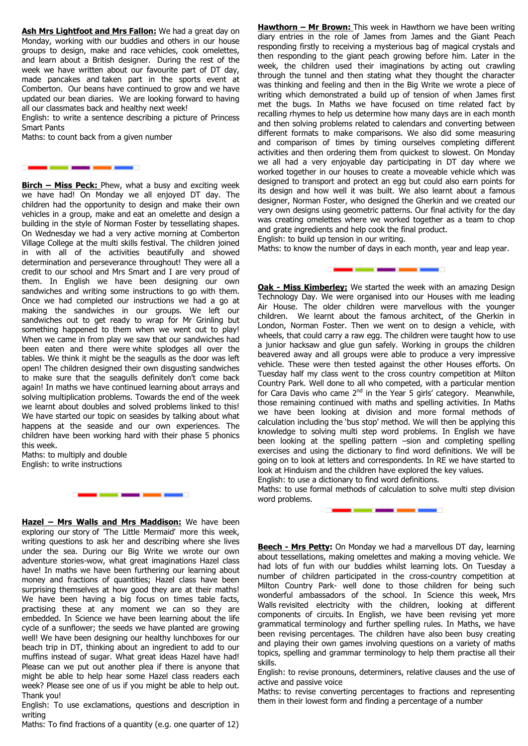**Ash Mrs Lightfoot and Mrs Fallon:** We had a great day on Monday, working with our buddies and others in our house groups to design, make and race vehicles, cook omelettes, and learn about a British designer. During the rest of the week we have written about our favourite part of DT day, made pancakes and taken part in the sports event at Comberton. Our beans have continued to grow and we have updated our bean diaries. We are looking forward to having all our classmates back and healthy next week!

English: to write a sentence describing a picture of Princess Smart Pants

Maths: to count back from a given number

**Birch – Miss Peck:** Phew, what a busy and exciting week we have had! On Monday we all enjoyed DT day. The children had the opportunity to design and make their own vehicles in a group, make and eat an omelette and design a building in the style of Norman Foster by tessellating shapes. On Wednesday we had a very active morning at Comberton Village College at the multi skills festival. The children joined in with all of the activities beautifully and showed determination and perseverance throughout! They were all a credit to our school and Mrs Smart and I are very proud of them. In English we have been designing our own sandwiches and writing some instructions to go with them. Once we had completed our instructions we had a go at making the sandwiches in our groups. We left our sandwiches out to get ready to wrap for Mr Grinling but something happened to them when we went out to play! When we came in from play we saw that our sandwiches had been eaten and there were white splodges all over the tables. We think it might be the seagulls as the door was left open! The children designed their own disgusting sandwiches to make sure that the seagulls definitely don't come back again! In maths we have continued learning about arrays and solving multiplication problems. Towards the end of the week we learnt about doubles and solved problems linked to this! We have started our topic on seasides by talking about what happens at the seaside and our own experiences. The children have been working hard with their phase 5 phonics this week.

Maths: to multiply and double

English: to write instructions

**Hazel – Mrs Walls and Mrs Maddison:** We have been exploring our story of 'The Little Mermaid' more this week, writing questions to ask her and describing where she lives under the sea. During our Big Write we wrote our own adventure stories-wow, what great imaginations Hazel class have! In maths we have been furthering our learning about money and fractions of quantities; Hazel class have been surprising themselves at how good they are at their maths! We have been having a big focus on times table facts, practising these at any moment we can so they are embedded. In Science we have been learning about the life cycle of a sunflower; the seeds we have planted are growing well! We have been designing our healthy lunchboxes for our beach trip in DT, thinking about an ingredient to add to our muffins instead of sugar. What great ideas Hazel have had! Please can we put out another plea if there is anyone that might be able to help hear some Hazel class readers each week? Please see one of us if you might be able to help out. Thank you!

English: To use exclamations, questions and description in writing

Maths: To find fractions of a quantity (e.g. one quarter of 12)

**Hawthorn – Mr Brown:** This week in Hawthorn we have been writing diary entries in the role of James from James and the Giant Peach responding firstly to receiving a mysterious bag of magical crystals and then responding to the giant peach growing before him. Later in the week, the children used their imaginations by acting out crawling through the tunnel and then stating what they thought the character was thinking and feeling and then in the Big Write we wrote a piece of writing which demonstrated a build up of tension of when James first met the bugs. In Maths we have focused on time related fact by recalling rhymes to help us determine how many days are in each month and then solving problems related to calendars and converting between different formats to make comparisons. We also did some measuring and comparison of times by timing ourselves completing different activities and then ordering them from quickest to slowest. On Monday we all had a very enjoyable day participating in DT day where we worked together in our houses to create a moveable vehicle which was designed to transport and protect an egg but could also earn points for its design and how well it was built. We also learnt about a famous designer, Norman Foster, who designed the Gherkin and we created our very own designs using geometric patterns. Our final activity for the day was creating omelettes where we worked together as a team to chop and grate ingredients and help cook the final product.

English: to build up tension in our writing.

Maths: to know the number of days in each month, year and leap year.

**Oak - Miss Kimberley:** We started the week with an amazing Design Technology Day. We were organised into our Houses with me leading Air House. The older children were marvellous with the younger children. We learnt about the famous architect, of the Gherkin in London, Norman Foster. Then we went on to design a vehicle, with wheels, that could carry a raw egg. The children were taught how to use a junior hacksaw and glue gun safely. Working in groups the children beavered away and all groups were able to produce a very impressive vehicle. These were then tested against the other Houses efforts. On Tuesday half my class went to the cross country competition at Milton Country Park. Well done to all who competed, with a particular mention for Cara Davis who came 2nd in the Year 5 girls' category. Meanwhile, those remaining continued with maths and spelling activities. In Maths we have been looking at division and more formal methods of calculation including the 'bus stop' method. We will then be applying this knowledge to solving multi step word problems. In English we have been looking at the spelling pattern –sion and completing spelling exercises and using the dictionary to find word definitions. We will be going on to look at letters and correspondents. In RE we have started to look at Hinduism and the children have explored the key values.

English: to use a dictionary to find word definitions.

Maths: to use formal methods of calculation to solve multi step division word problems.

**Beech - Mrs Petty:** On Monday we had a marvellous DT day, learning about tessellations, making omelettes and making a moving vehicle. We had lots of fun with our buddies whilst learning lots. On Tuesday a number of children participated in the cross-country competition at Milton Country Park- well done to those children for being such wonderful ambassadors of the school. In Science this week, Mrs Walls revisited electricity with the children, looking at different components of circuits. In English, we have been revising yet more grammatical terminology and further spelling rules. In Maths, we have been revising percentages. The children have also been busy creating and playing their own games involving questions on a variety of maths topics, spelling and grammar terminology to help them practise all their skills.

English: to revise pronouns, determiners, relative clauses and the use of active and passive voice

Maths: to revise converting percentages to fractions and representing them in their lowest form and finding a percentage of a number